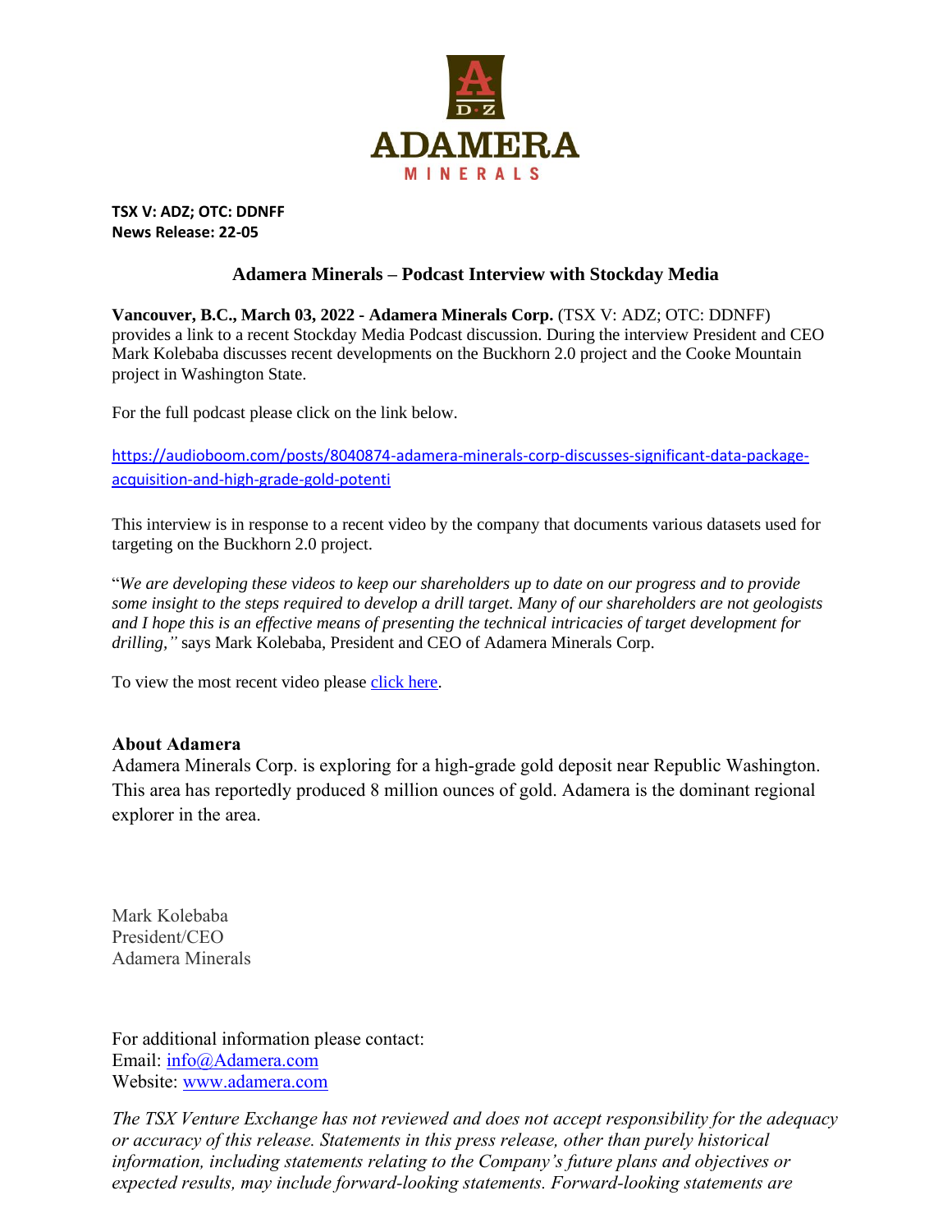**TSX V: ADZ; OTC: DDNFF**
**News Release: 22-05**

## Adamera Minerals – Podcast Interview with Stockday Media

**Vancouver, B.C., March 03, 2022 - Adamera Minerals Corp.** (TSX V: ADZ; OTC: DDNFF) provides a link to a recent Stockday Media Podcast discussion. During the interview President and CEO Mark Kolebaba discusses recent developments on the Buckhorn 2.0 project and the Cooke Mountain project in Washington State.

For the full podcast please click on the link below.

https://audioboom.com/posts/8040874-adamera-minerals-corp-discusses-significant-data-package-acquisition-and-high-grade-gold-potenti

This interview is in response to a recent video by the company that documents various datasets used for targeting on the Buckhorn 2.0 project.

"*We are developing these videos to keep our shareholders up to date on our progress and to provide some insight to the steps required to develop a drill target. Many of our shareholders are not geologists and I hope this is an effective means of presenting the technical intricacies of target development for drilling,"* says Mark Kolebaba, President and CEO of Adamera Minerals Corp.

To view the most recent video please click here.

### About Adamera

Adamera Minerals Corp. is exploring for a high-grade gold deposit near Republic Washington. This area has reportedly produced 8 million ounces of gold. Adamera is the dominant regional explorer in the area.

Mark Kolebaba
President/CEO
Adamera Minerals

For additional information please contact:
Email: info@Adamera.com
Website: www.adamera.com

*The TSX Venture Exchange has not reviewed and does not accept responsibility for the adequacy or accuracy of this release. Statements in this press release, other than purely historical information, including statements relating to the Company's future plans and objectives or expected results, may include forward-looking statements. Forward-looking statements are*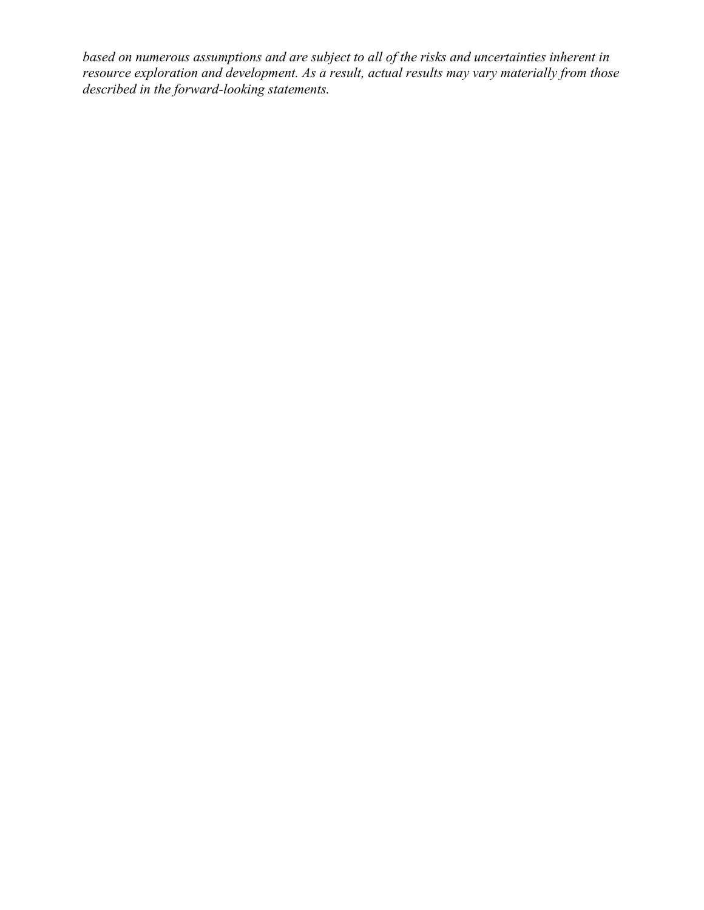*based on numerous assumptions and are subject to all of the risks and uncertainties inherent in resource exploration and development. As a result, actual results may vary materially from those described in the forward-looking statements.*